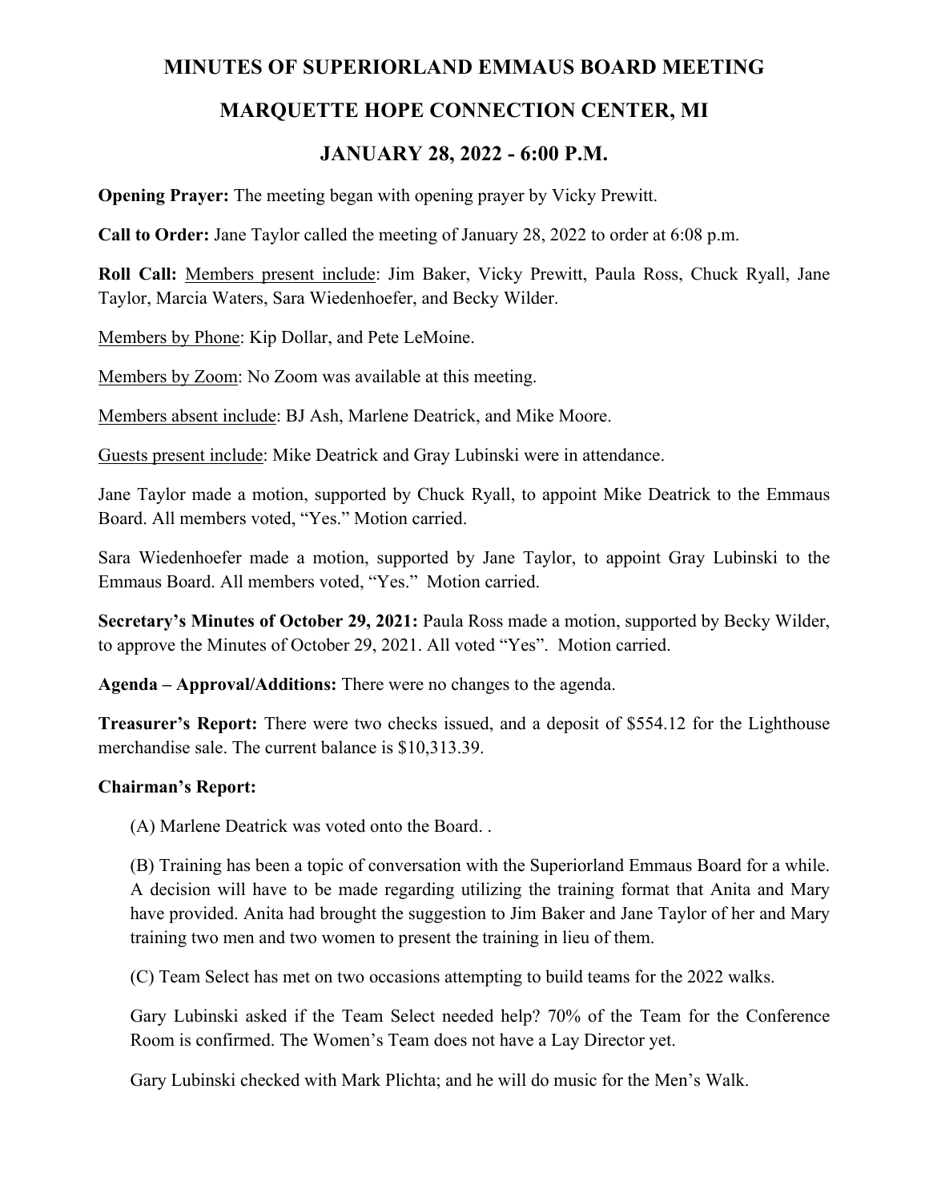# MINUTES OF SUPERIORLAND EMMAUS BOARD MEETING

# MARQUETTE HOPE CONNECTION CENTER, MI

# JANUARY 28, 2022 - 6:00 P.M.

**Opening Prayer:** The meeting began with opening prayer by Vicky Prewitt.

**Call to Order:** Jane Taylor called the meeting of January 28, 2022 to order at 6:08 p.m.

**Roll Call:** Members present include: Jim Baker, Vicky Prewitt, Paula Ross, Chuck Ryall, Jane Taylor, Marcia Waters, Sara Wiedenhoefer, and Becky Wilder.

Members by Phone: Kip Dollar, and Pete LeMoine.

Members by Zoom: No Zoom was available at this meeting.

Members absent include: BJ Ash, Marlene Deatrick, and Mike Moore.

Guests present include: Mike Deatrick and Gray Lubinski were in attendance.

Jane Taylor made a motion, supported by Chuck Ryall, to appoint Mike Deatrick to the Emmaus Board. All members voted, "Yes." Motion carried.

Sara Wiedenhoefer made a motion, supported by Jane Taylor, to appoint Gray Lubinski to the Emmaus Board. All members voted, "Yes." Motion carried.

**Secretary's Minutes of October 29, 2021:** Paula Ross made a motion, supported by Becky Wilder, to approve the Minutes of October 29, 2021. All voted "Yes". Motion carried.

**Agenda – Approval/Additions:** There were no changes to the agenda.

**Treasurer's Report:** There were two checks issued, and a deposit of $554.12 for the Lighthouse merchandise sale. The current balance is $10,313.39.

**Chairman's Report:**

(A) Marlene Deatrick was voted onto the Board. .

(B) Training has been a topic of conversation with the Superiorland Emmaus Board for a while. A decision will have to be made regarding utilizing the training format that Anita and Mary have provided. Anita had brought the suggestion to Jim Baker and Jane Taylor of her and Mary training two men and two women to present the training in lieu of them.

(C) Team Select has met on two occasions attempting to build teams for the 2022 walks.

Gary Lubinski asked if the Team Select needed help? 70% of the Team for the Conference Room is confirmed. The Women's Team does not have a Lay Director yet.

Gary Lubinski checked with Mark Plichta; and he will do music for the Men's Walk.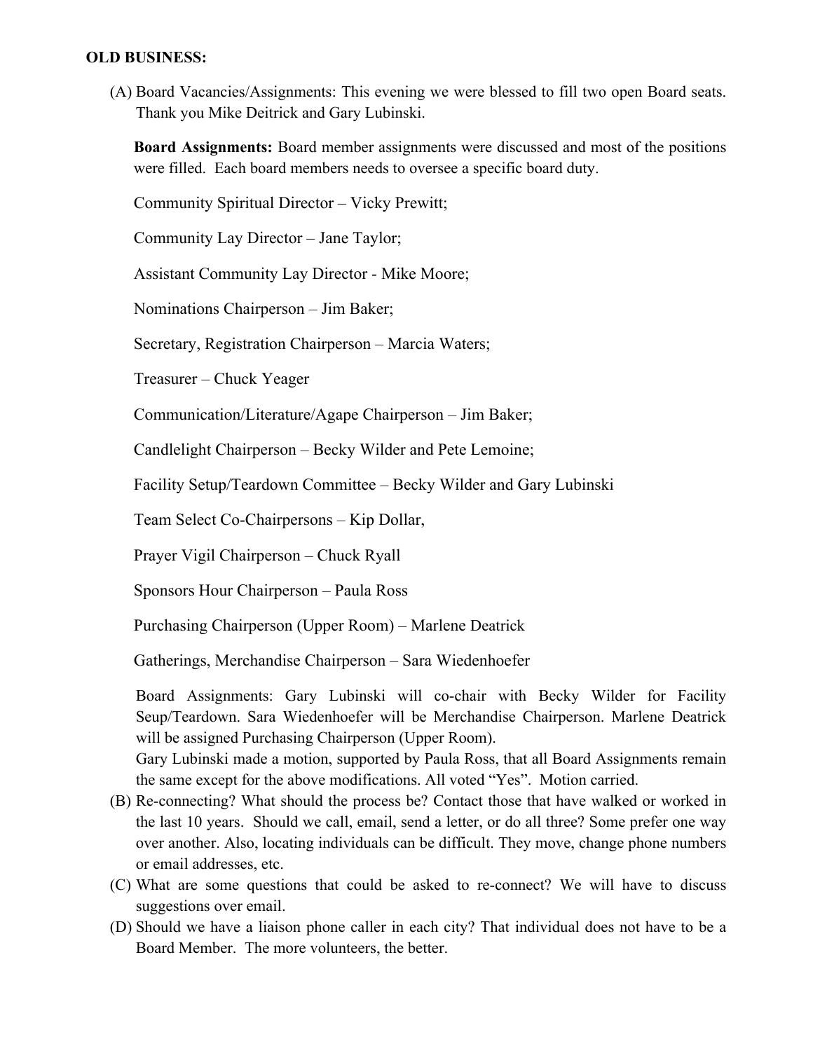**OLD BUSINESS:**

(A) Board Vacancies/Assignments: This evening we were blessed to fill two open Board seats. Thank you Mike Deitrick and Gary Lubinski.

**Board Assignments:** Board member assignments were discussed and most of the positions were filled. Each board members needs to oversee a specific board duty.

Community Spiritual Director – Vicky Prewitt;

Community Lay Director – Jane Taylor;

Assistant Community Lay Director - Mike Moore;

Nominations Chairperson – Jim Baker;

Secretary, Registration Chairperson – Marcia Waters;

Treasurer – Chuck Yeager

Communication/Literature/Agape Chairperson – Jim Baker;

Candlelight Chairperson – Becky Wilder and Pete Lemoine;

Facility Setup/Teardown Committee – Becky Wilder and Gary Lubinski

Team Select Co-Chairpersons – Kip Dollar,

Prayer Vigil Chairperson – Chuck Ryall

Sponsors Hour Chairperson – Paula Ross

Purchasing Chairperson (Upper Room) – Marlene Deatrick

Gatherings, Merchandise Chairperson – Sara Wiedenhoefer

Board Assignments: Gary Lubinski will co-chair with Becky Wilder for Facility Seup/Teardown. Sara Wiedenhoefer will be Merchandise Chairperson. Marlene Deatrick will be assigned Purchasing Chairperson (Upper Room).
Gary Lubinski made a motion, supported by Paula Ross, that all Board Assignments remain the same except for the above modifications. All voted "Yes". Motion carried.

(B) Re-connecting? What should the process be? Contact those that have walked or worked in the last 10 years. Should we call, email, send a letter, or do all three? Some prefer one way over another. Also, locating individuals can be difficult. They move, change phone numbers or email addresses, etc.

(C) What are some questions that could be asked to re-connect? We will have to discuss suggestions over email.

(D) Should we have a liaison phone caller in each city? That individual does not have to be a Board Member. The more volunteers, the better.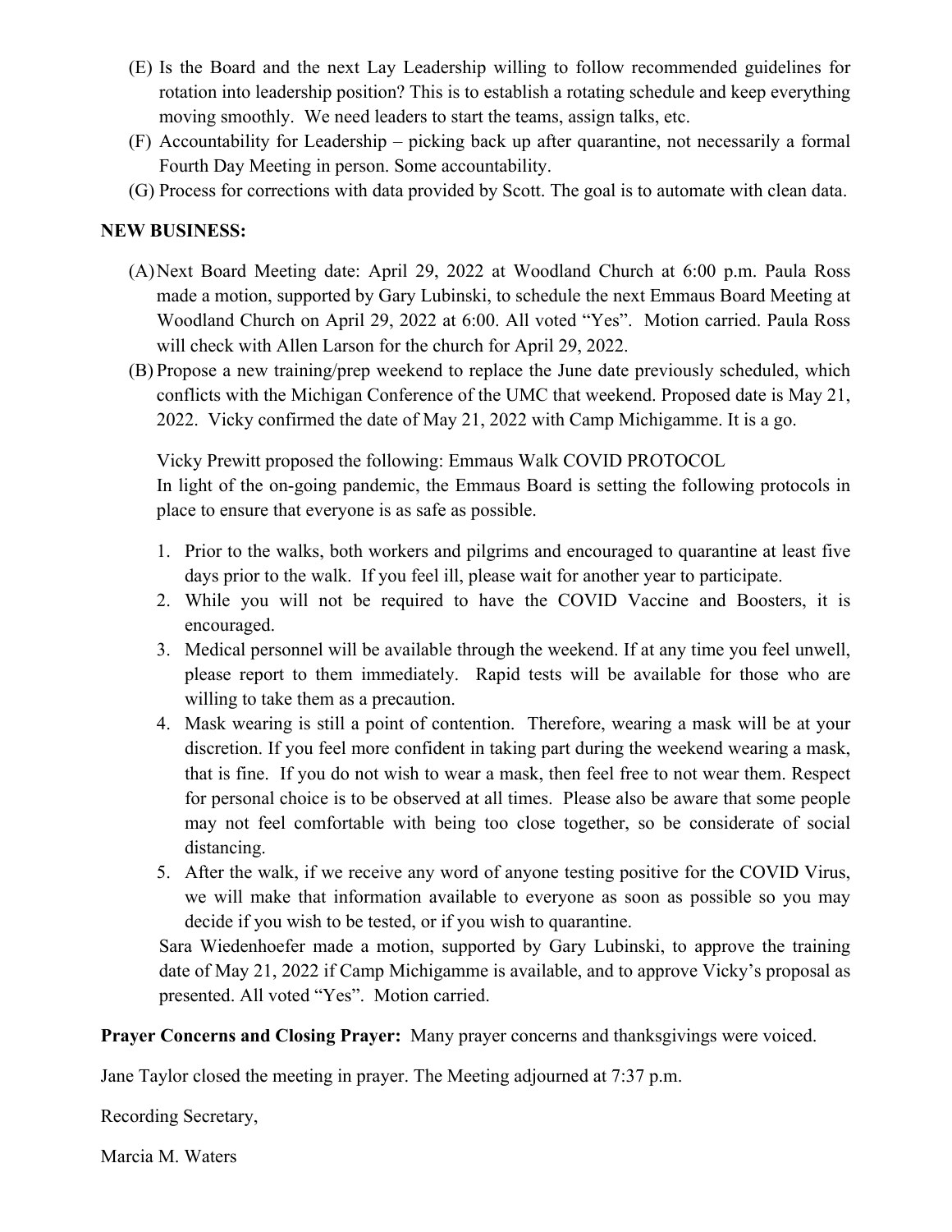(E) Is the Board and the next Lay Leadership willing to follow recommended guidelines for rotation into leadership position? This is to establish a rotating schedule and keep everything moving smoothly. We need leaders to start the teams, assign talks, etc.

(F) Accountability for Leadership – picking back up after quarantine, not necessarily a formal Fourth Day Meeting in person. Some accountability.

(G) Process for corrections with data provided by Scott. The goal is to automate with clean data.

**NEW BUSINESS:**

(A) Next Board Meeting date: April 29, 2022 at Woodland Church at 6:00 p.m. Paula Ross made a motion, supported by Gary Lubinski, to schedule the next Emmaus Board Meeting at Woodland Church on April 29, 2022 at 6:00. All voted "Yes". Motion carried. Paula Ross will check with Allen Larson for the church for April 29, 2022.

(B) Propose a new training/prep weekend to replace the June date previously scheduled, which conflicts with the Michigan Conference of the UMC that weekend. Proposed date is May 21, 2022. Vicky confirmed the date of May 21, 2022 with Camp Michigamme. It is a go.

Vicky Prewitt proposed the following: Emmaus Walk COVID PROTOCOL
In light of the on-going pandemic, the Emmaus Board is setting the following protocols in place to ensure that everyone is as safe as possible.

1. Prior to the walks, both workers and pilgrims and encouraged to quarantine at least five days prior to the walk. If you feel ill, please wait for another year to participate.
2. While you will not be required to have the COVID Vaccine and Boosters, it is encouraged.
3. Medical personnel will be available through the weekend. If at any time you feel unwell, please report to them immediately. Rapid tests will be available for those who are willing to take them as a precaution.
4. Mask wearing is still a point of contention. Therefore, wearing a mask will be at your discretion. If you feel more confident in taking part during the weekend wearing a mask, that is fine. If you do not wish to wear a mask, then feel free to not wear them. Respect for personal choice is to be observed at all times. Please also be aware that some people may not feel comfortable with being too close together, so be considerate of social distancing.
5. After the walk, if we receive any word of anyone testing positive for the COVID Virus, we will make that information available to everyone as soon as possible so you may decide if you wish to be tested, or if you wish to quarantine.

Sara Wiedenhoefer made a motion, supported by Gary Lubinski, to approve the training date of May 21, 2022 if Camp Michigamme is available, and to approve Vicky's proposal as presented. All voted "Yes". Motion carried.

**Prayer Concerns and Closing Prayer:** Many prayer concerns and thanksgivings were voiced.

Jane Taylor closed the meeting in prayer. The Meeting adjourned at 7:37 p.m.

Recording Secretary,

Marcia M. Waters